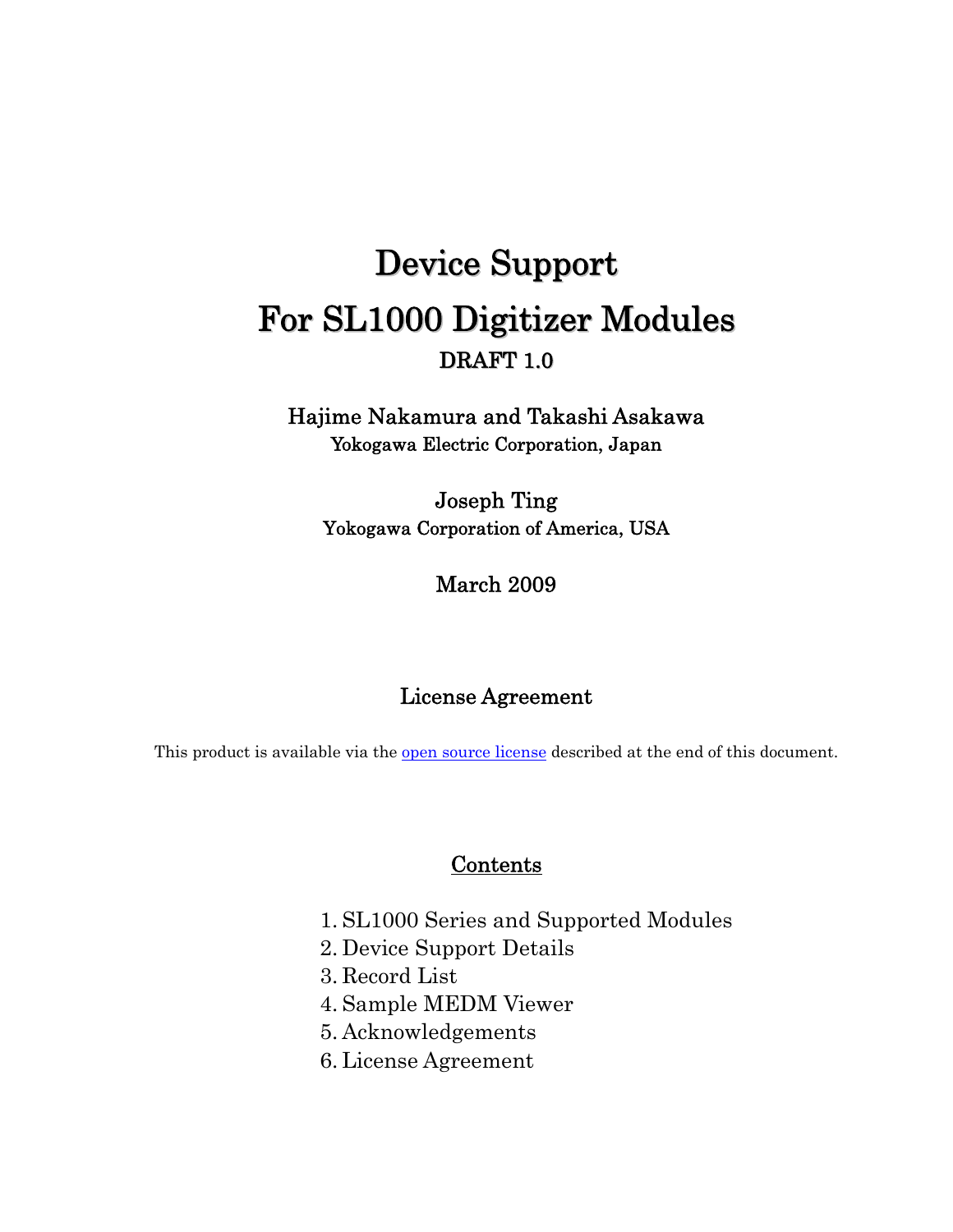# Device Support
# For SL1000 Digitizer Modules

**DRAFT 1.0**

Hajime Nakamura and Takashi Asakawa
Yokogawa Electric Corporation, Japan

Joseph Ting
Yokogawa Corporation of America, USA

March 2009

## License Agreement

This product is available via the open source license described at the end of this document.

## Contents

1. SL1000 Series and Supported Modules
2. Device Support Details
3. Record List
4. Sample MEDM Viewer
5. Acknowledgements
6. License Agreement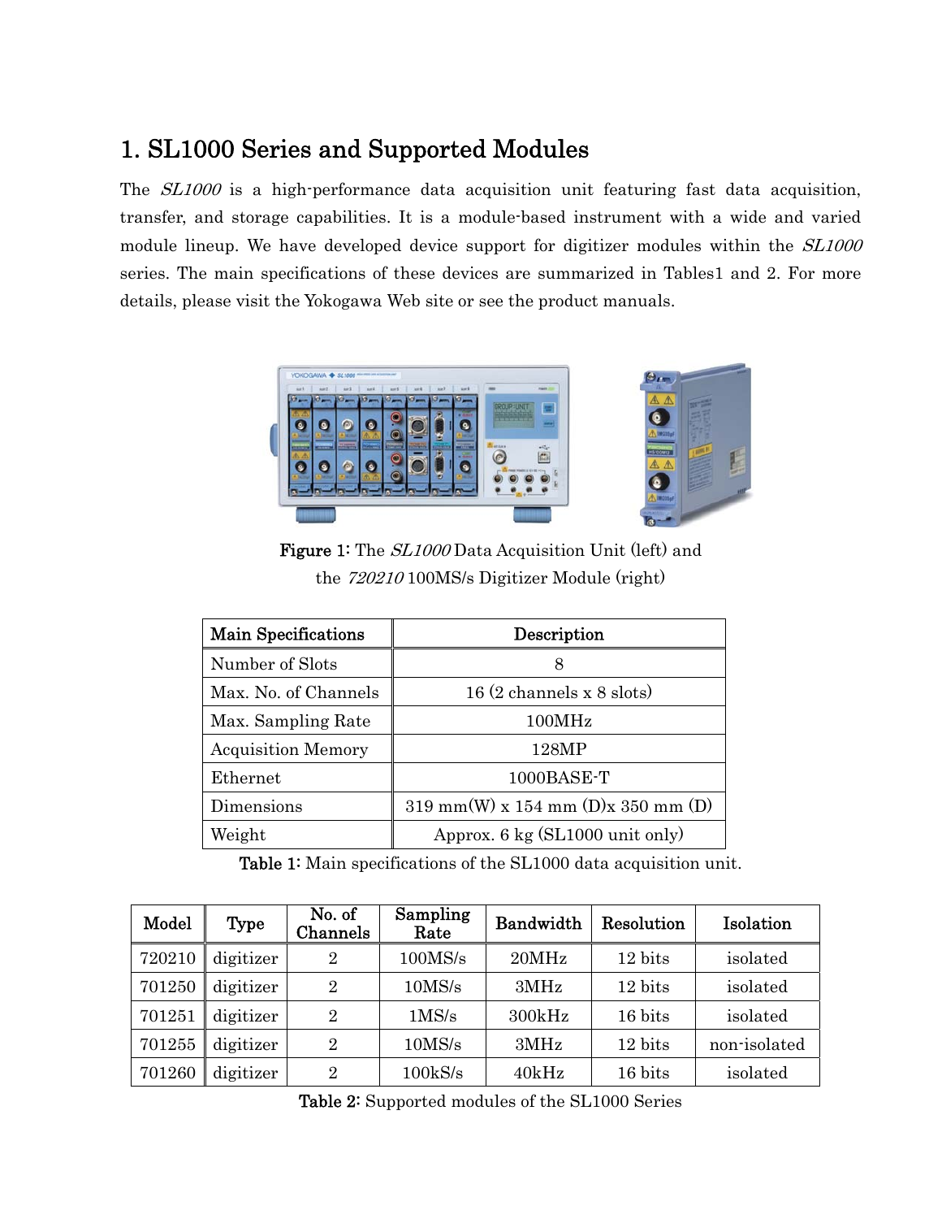# 1. SL1000 Series and Supported Modules

The *SL1000* is a high-performance data acquisition unit featuring fast data acquisition, transfer, and storage capabilities. It is a module-based instrument with a wide and varied module lineup. We have developed device support for digitizer modules within the *SL1000* series. The main specifications of these devices are summarized in Tables1 and 2. For more details, please visit the Yokogawa Web site or see the product manuals.

**Figure 1:** The *SL1000* Data Acquisition Unit (left) and the *720210* 100MS/s Digitizer Module (right)

| Main Specifications | Description |
|---|---|
| Number of Slots | 8 |
| Max. No. of Channels | 16 (2 channels x 8 slots) |
| Max. Sampling Rate | 100MHz |
| Acquisition Memory | 128MP |
| Ethernet | 1000BASE-T |
| Dimensions | 319 mm(W) x 154 mm (D)x 350 mm (D) |
| Weight | Approx. 6 kg (SL1000 unit only) |

**Table 1:** Main specifications of the SL1000 data acquisition unit.

| Model | Type | No. of Channels | Sampling Rate | Bandwidth | Resolution | Isolation |
|---|---|---|---|---|---|---|
| 720210 | digitizer | 2 | 100MS/s | 20MHz | 12 bits | isolated |
| 701250 | digitizer | 2 | 10MS/s | 3MHz | 12 bits | isolated |
| 701251 | digitizer | 2 | 1MS/s | 300kHz | 16 bits | isolated |
| 701255 | digitizer | 2 | 10MS/s | 3MHz | 12 bits | non-isolated |
| 701260 | digitizer | 2 | 100kS/s | 40kHz | 16 bits | isolated |

**Table 2:** Supported modules of the SL1000 Series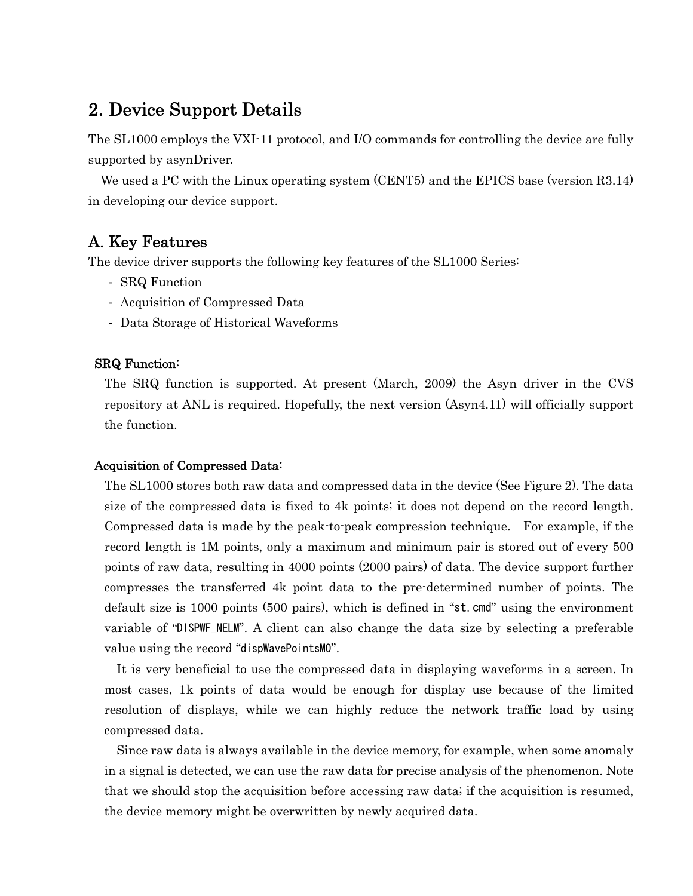## 2. Device Support Details

The SL1000 employs the VXI-11 protocol, and I/O commands for controlling the device are fully supported by asynDriver.

We used a PC with the Linux operating system (CENT5) and the EPICS base (version R3.14) in developing our device support.

### A. Key Features

The device driver supports the following key features of the SL1000 Series:

- SRQ Function
- Acquisition of Compressed Data
- Data Storage of Historical Waveforms

#### SRQ Function:

The SRQ function is supported. At present (March, 2009) the Asyn driver in the CVS repository at ANL is required. Hopefully, the next version (Asyn4.11) will officially support the function.

#### Acquisition of Compressed Data:

The SL1000 stores both raw data and compressed data in the device (See Figure 2). The data size of the compressed data is fixed to 4k points; it does not depend on the record length. Compressed data is made by the peak-to-peak compression technique. For example, if the record length is 1M points, only a maximum and minimum pair is stored out of every 500 points of raw data, resulting in 4000 points (2000 pairs) of data. The device support further compresses the transferred 4k point data to the pre-determined number of points. The default size is 1000 points (500 pairs), which is defined in "st.cmd" using the environment variable of "DISPWF_NELM". A client can also change the data size by selecting a preferable value using the record "dispWavePointsMO".

It is very beneficial to use the compressed data in displaying waveforms in a screen. In most cases, 1k points of data would be enough for display use because of the limited resolution of displays, while we can highly reduce the network traffic load by using compressed data.

Since raw data is always available in the device memory, for example, when some anomaly in a signal is detected, we can use the raw data for precise analysis of the phenomenon. Note that we should stop the acquisition before accessing raw data; if the acquisition is resumed, the device memory might be overwritten by newly acquired data.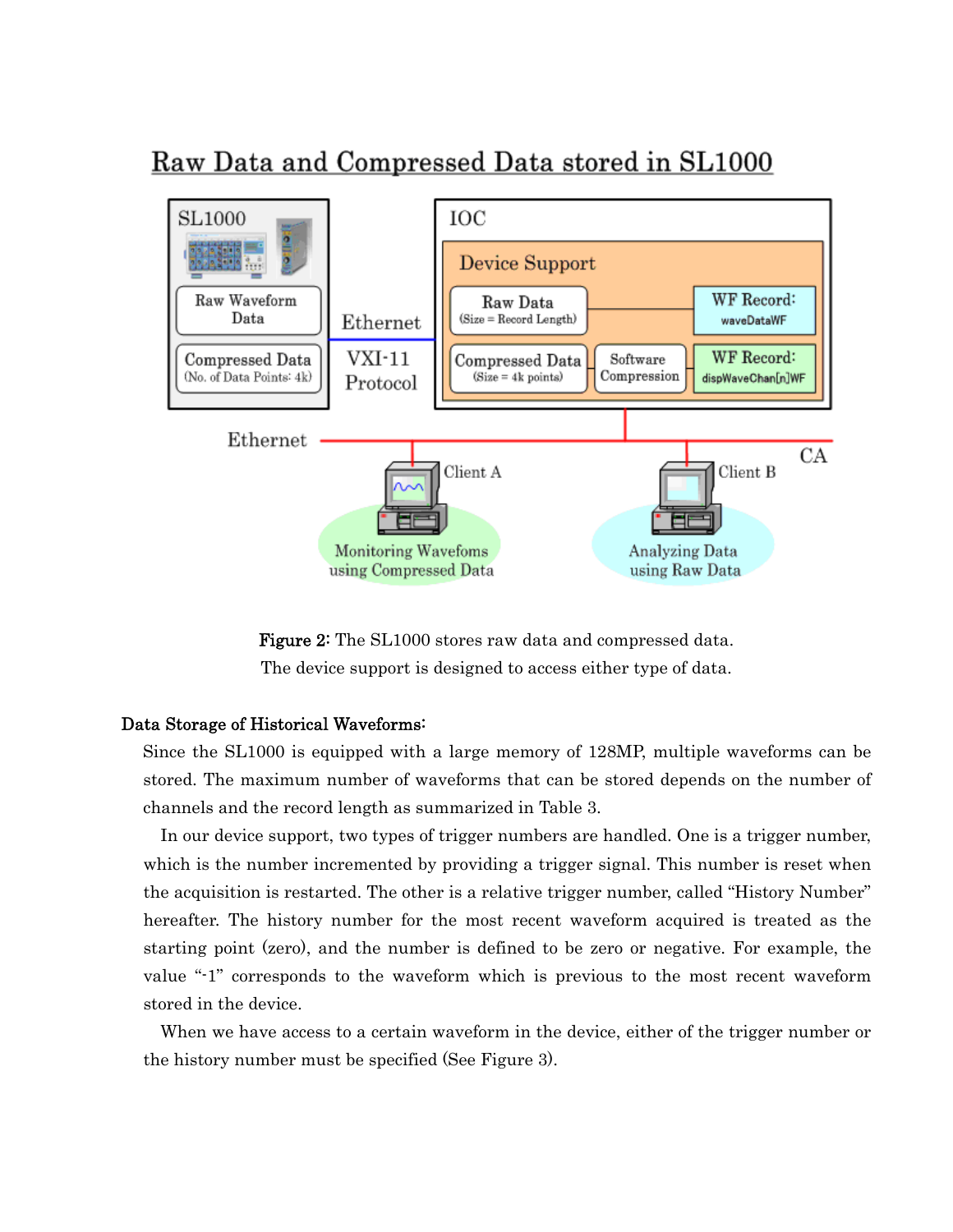Figure 2: The SL1000 stores raw data and compressed data. The device support is designed to access either type of data.

**Data Storage of Historical Waveforms:**

Since the SL1000 is equipped with a large memory of 128MP, multiple waveforms can be stored. The maximum number of waveforms that can be stored depends on the number of channels and the record length as summarized in Table 3.

In our device support, two types of trigger numbers are handled. One is a trigger number, which is the number incremented by providing a trigger signal. This number is reset when the acquisition is restarted. The other is a relative trigger number, called "History Number" hereafter. The history number for the most recent waveform acquired is treated as the starting point (zero), and the number is defined to be zero or negative. For example, the value "-1" corresponds to the waveform which is previous to the most recent waveform stored in the device.

When we have access to a certain waveform in the device, either of the trigger number or the history number must be specified (See Figure 3).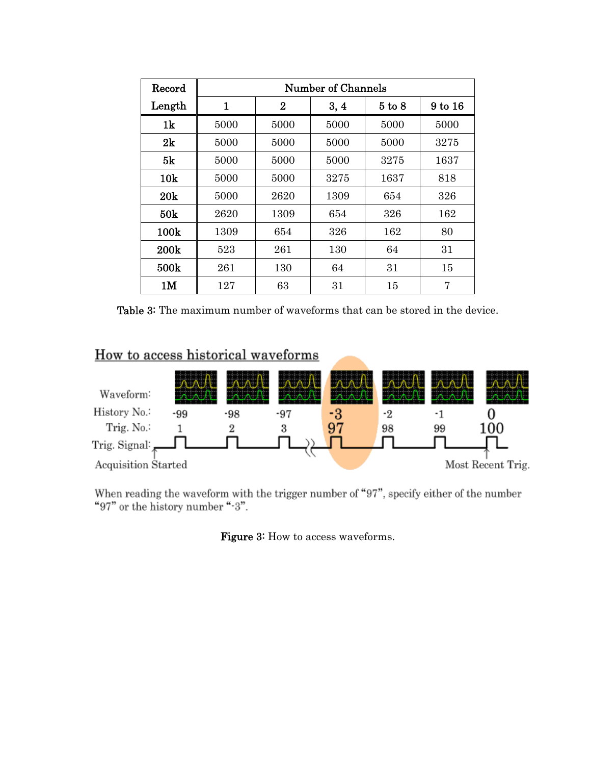| Record Length | Number of Channels | | | | |
|---|---|---|---|---|---|
| | 1 | 2 | 3, 4 | 5 to 8 | 9 to 16 |
| 1k | 5000 | 5000 | 5000 | 5000 | 5000 |
| 2k | 5000 | 5000 | 5000 | 5000 | 3275 |
| 5k | 5000 | 5000 | 5000 | 3275 | 1637 |
| 10k | 5000 | 5000 | 3275 | 1637 | 818 |
| 20k | 5000 | 2620 | 1309 | 654 | 326 |
| 50k | 2620 | 1309 | 654 | 326 | 162 |
| 100k | 1309 | 654 | 326 | 162 | 80 |
| 200k | 523 | 261 | 130 | 64 | 31 |
| 500k | 261 | 130 | 64 | 31 | 15 |
| 1M | 127 | 63 | 31 | 15 | 7 |

**Table 3:** The maximum number of waveforms that can be stored in the device.

How to access historical waveforms

| Waveform: | | | | | | | |
|---|---|---|---|---|---|---|---|
| History No.: | -99 | -98 | -97 | -3 | -2 | -1 | 0 |
| Trig. No.: | 1 | 2 | 3 | 97 | 98 | 99 | 100 |

Trig. Signal: Acquisition Started ... Most Recent Trig.

When reading the waveform with the trigger number of "97", specify either of the number "97" or the history number "-3".

**Figure 3:** How to access waveforms.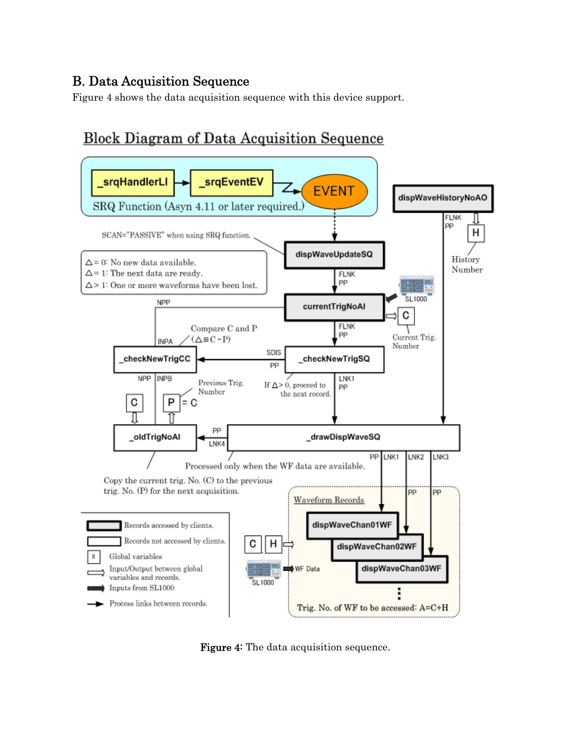## B. Data Acquisition Sequence

Figure 4 shows the data acquisition sequence with this device support.

Figure 4: The data acquisition sequence.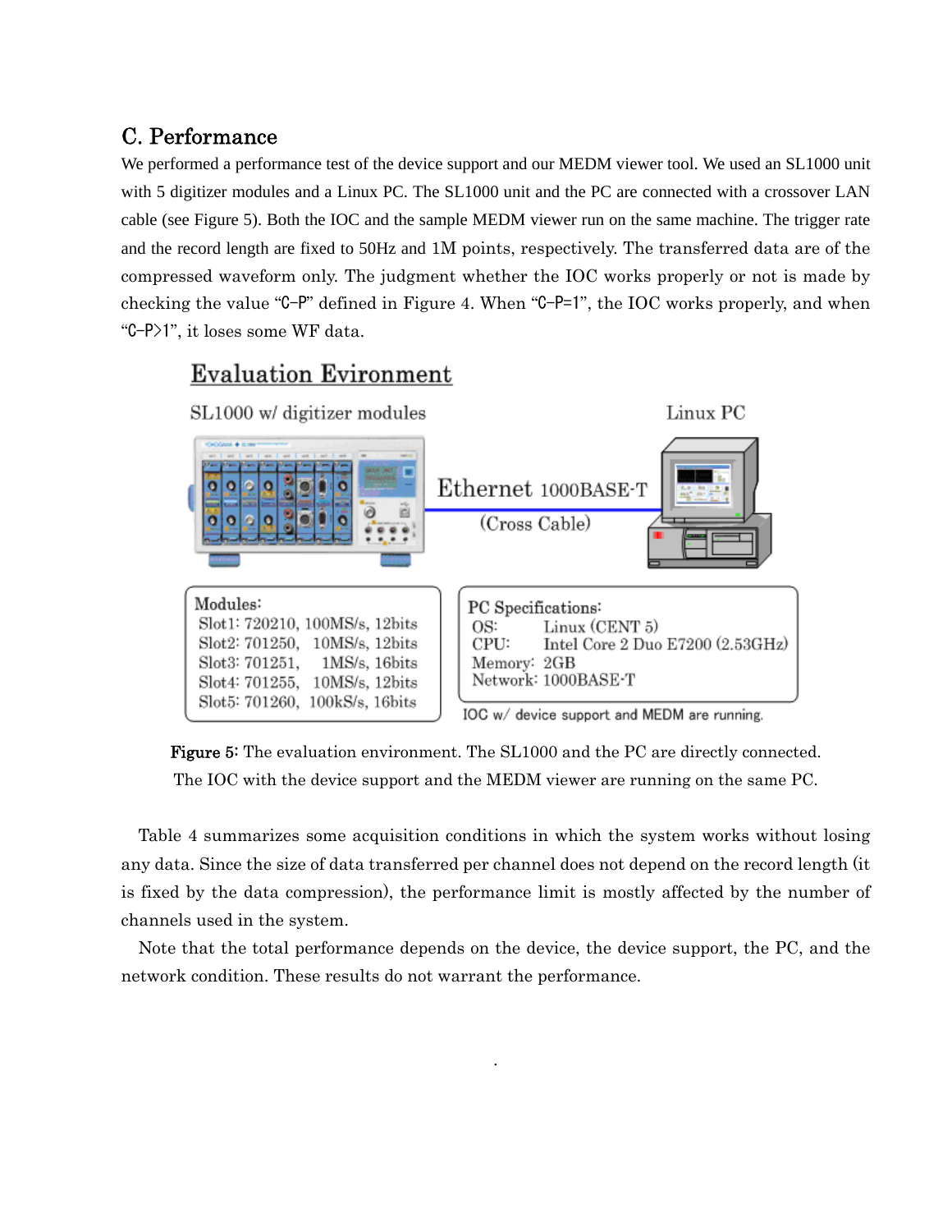## C. Performance

We performed a performance test of the device support and our MEDM viewer tool. We used an SL1000 unit with 5 digitizer modules and a Linux PC. The SL1000 unit and the PC are connected with a crossover LAN cable (see Figure 5). Both the IOC and the sample MEDM viewer run on the same machine. The trigger rate and the record length are fixed to 50Hz and 1M points, respectively. The transferred data are of the compressed waveform only. The judgment whether the IOC works properly or not is made by checking the value “C-P” defined in Figure 4. When “C-P=1”, the IOC works properly, and when “C-P>1”, it loses some WF data.

Evaluation Evironment

SL1000 w/ digitizer modules

Linux PC

Ethernet 1000BASE-T

(Cross Cable)

Modules:
Slot1: 720210, 100MS/s, 12bits
Slot2: 701250, 10MS/s, 12bits
Slot3: 701251, 1MS/s, 16bits
Slot4: 701255, 10MS/s, 12bits
Slot5: 701260, 100kS/s, 16bits

PC Specifications:
OS: Linux (CENT 5)
CPU: Intel Core 2 Duo E7200 (2.53GHz)
Memory: 2GB
Network: 1000BASE-T

IOC w/ device support and MEDM are running.

**Figure 5:** The evaluation environment. The SL1000 and the PC are directly connected. The IOC with the device support and the MEDM viewer are running on the same PC.

Table 4 summarizes some acquisition conditions in which the system works without losing any data. Since the size of data transferred per channel does not depend on the record length (it is fixed by the data compression), the performance limit is mostly affected by the number of channels used in the system.

Note that the total performance depends on the device, the device support, the PC, and the network condition. These results do not warrant the performance.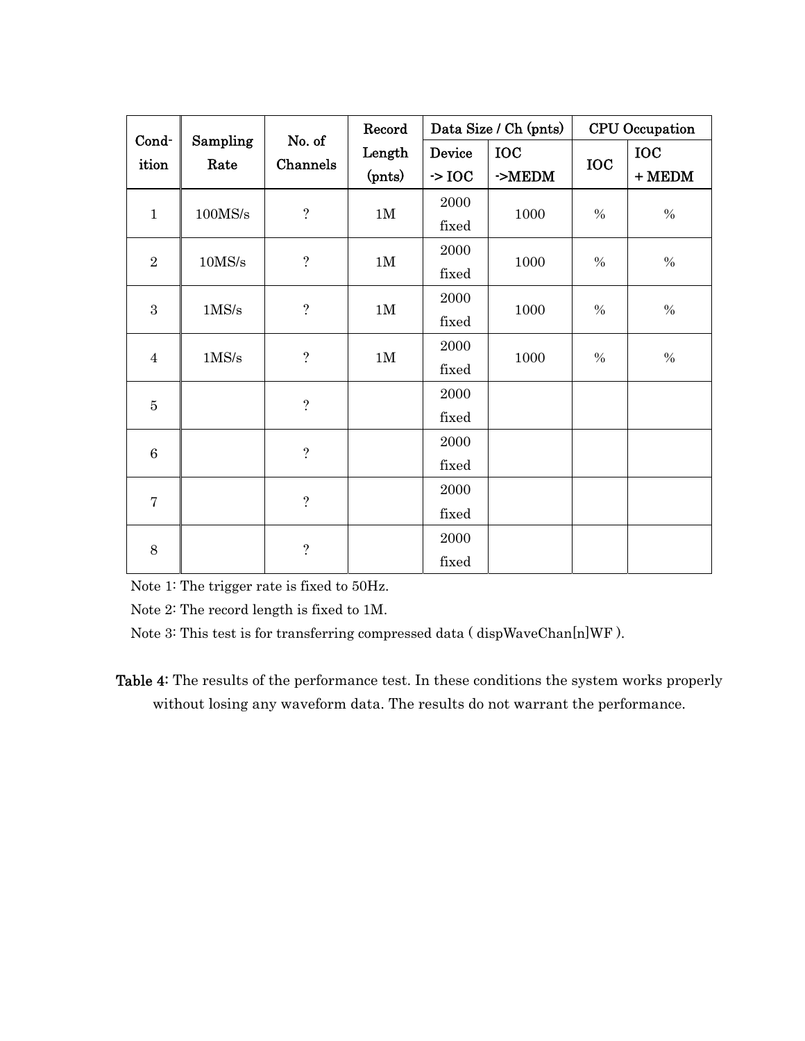| Cond-ition | Sampling Rate | No. of Channels | Record Length (pnts) | Data Size / Ch (pnts) | | CPU Occupation | |
|---|---|---|---|---|---|---|---|
| | | | | Device -> IOC | IOC ->MEDM | IOC | IOC + MEDM |
| 1 | 100MS/s | ? | 1M | 2000 fixed | 1000 | % | % |
| 2 | 10MS/s | ? | 1M | 2000 fixed | 1000 | % | % |
| 3 | 1MS/s | ? | 1M | 2000 fixed | 1000 | % | % |
| 4 | 1MS/s | ? | 1M | 2000 fixed | 1000 | % | % |
| 5 | | ? | | 2000 fixed | | | |
| 6 | | ? | | 2000 fixed | | | |
| 7 | | ? | | 2000 fixed | | | |
| 8 | | ? | | 2000 fixed | | | |

Note 1: The trigger rate is fixed to 50Hz.

Note 2: The record length is fixed to 1M.

Note 3: This test is for transferring compressed data ( dispWaveChan[n]WF ).

**Table 4:** The results of the performance test. In these conditions the system works properly without losing any waveform data. The results do not warrant the performance.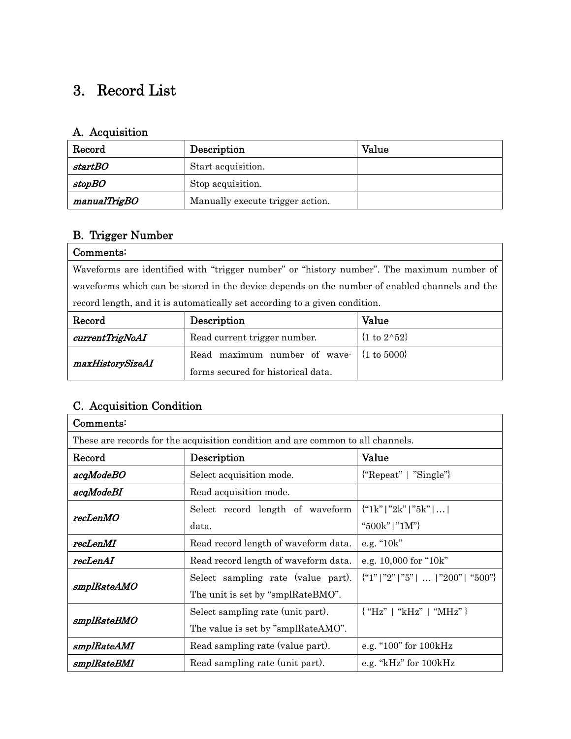# 3. Record List

## A. Acquisition

| Record | Description | Value |
|---|---|---|
| *startBO* | Start acquisition. | |
| *stopBO* | Stop acquisition. | |
| *manualTrigBO* | Manually execute trigger action. | |

## B. Trigger Number

| Comments: | | |
|---|---|---|
| Waveforms are identified with "trigger number" or "history number". The maximum number of waveforms which can be stored in the device depends on the number of enabled channels and the record length, and it is automatically set according to a given condition. | | |
| **Record** | **Description** | **Value** |
| *currentTrigNoAI* | Read current trigger number. | {1 to 2^52} |
| *maxHistorySizeAI* | Read maximum number of wave-forms secured for historical data. | {1 to 5000} |

## C. Acquisition Condition

| Comments: | | |
|---|---|---|
| These are records for the acquisition condition and are common to all channels. | | |
| **Record** | **Description** | **Value** |
| *acqModeBO* | Select acquisition mode. | {"Repeat" \| "Single"} |
| *acqModeBI* | Read acquisition mode. | |
| *recLenMO* | Select record length of waveform data. | {"1k"\|"2k"\|"5k"\|…\|"500k"\|"1M"} |
| *recLenMI* | Read record length of waveform data. | e.g. "10k" |
| *recLenAI* | Read record length of waveform data. | e.g. 10,000 for "10k" |
| *smplRateAMO* | Select sampling rate (value part). The unit is set by "smplRateBMO". | {"1"\|"2"\|"5"\| … \|"200"\| "500"} |
| *smplRateBMO* | Select sampling rate (unit part). The value is set by "smplRateAMO". | { "Hz" \| "kHz" \| "MHz" } |
| *smplRateAMI* | Read sampling rate (value part). | e.g. "100" for 100kHz |
| *smplRateBMI* | Read sampling rate (unit part). | e.g. "kHz" for 100kHz |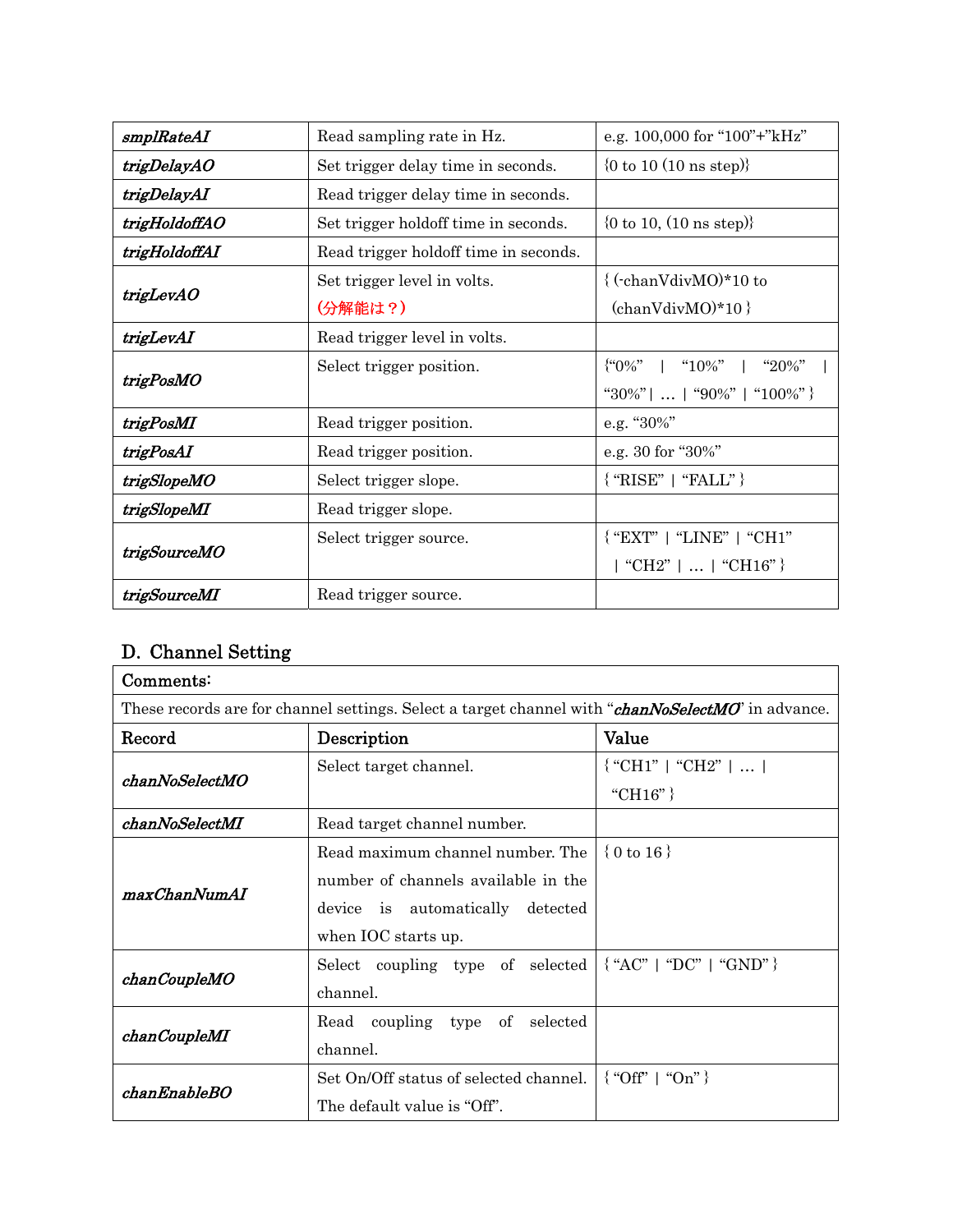| | | |
|---|---|---|
| *smplRateAI* | Read sampling rate in Hz. | e.g. 100,000 for "100"+"kHz" |
| *trigDelayAO* | Set trigger delay time in seconds. | {0 to 10 (10 ns step)} |
| *trigDelayAI* | Read trigger delay time in seconds. | |
| *trigHoldoffAO* | Set trigger holdoff time in seconds. | {0 to 10, (10 ns step)} |
| *trigHoldoffAI* | Read trigger holdoff time in seconds. | |
| *trigLevAO* | Set trigger level in volts. (分解能は？) | { (-chanVdivMO)*10 to (chanVdivMO)*10 } |
| *trigLevAI* | Read trigger level in volts. | |
| *trigPosMO* | Select trigger position. | {"0%" \| "10%" \| "20%" \| "30%" \| … \| "90%" \| "100%" } |
| *trigPosMI* | Read trigger position. | e.g. "30%" |
| *trigPosAI* | Read trigger position. | e.g. 30 for "30%" |
| *trigSlopeMO* | Select trigger slope. | { "RISE" \| "FALL" } |
| *trigSlopeMI* | Read trigger slope. | |
| *trigSourceMO* | Select trigger source. | { "EXT" \| "LINE" \| "CH1" \| "CH2" \| … \| "CH16" } |
| *trigSourceMI* | Read trigger source. | |

## D. Channel Setting

**Comments:**

These records are for channel settings. Select a target channel with "*chanNoSelectMO*" in advance.

| Record | Description | Value |
|---|---|---|
| *chanNoSelectMO* | Select target channel. | { "CH1" \| "CH2" \| … \| "CH16" } |
| *chanNoSelectMI* | Read target channel number. | |
| *maxChanNumAI* | Read maximum channel number. The number of channels available in the device is automatically detected when IOC starts up. | { 0 to 16 } |
| *chanCoupleMO* | Select coupling type of selected channel. | { "AC" \| "DC" \| "GND" } |
| *chanCoupleMI* | Read coupling type of selected channel. | |
| *chanEnableBO* | Set On/Off status of selected channel. The default value is "Off". | { "Off" \| "On" } |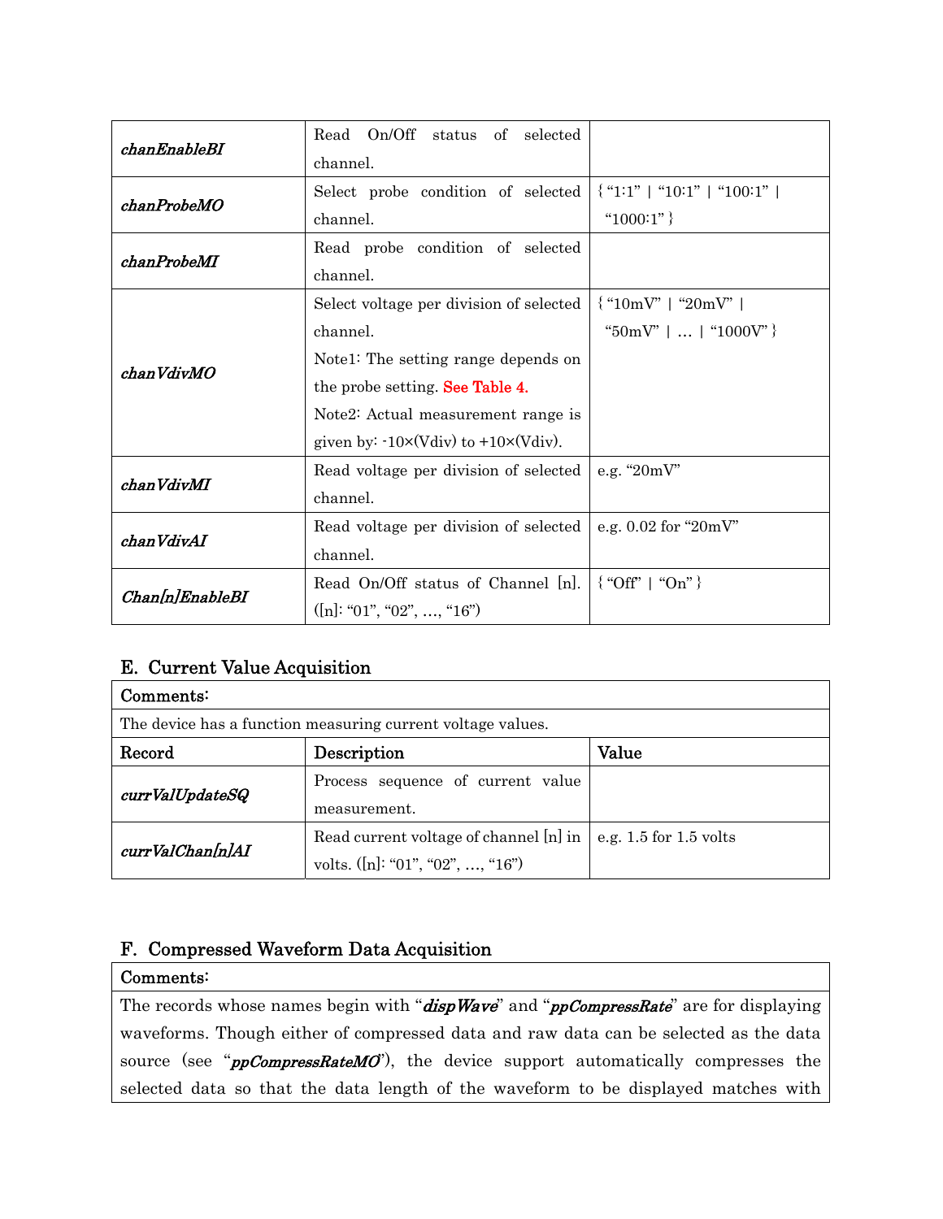| | | |
|---|---|---|
| *chanEnableBI* | Read On/Off status of selected channel. | |
| *chanProbeMO* | Select probe condition of selected channel. | { "1:1" \| "10:1" \| "100:1" \| "1000:1" } |
| *chanProbeMI* | Read probe condition of selected channel. | |
| *chanVdivMO* | Select voltage per division of selected channel.<br>Note1: The setting range depends on the probe setting. See Table 4.<br>Note2: Actual measurement range is given by: -10×(Vdiv) to +10×(Vdiv). | { "10mV" \| "20mV" \| "50mV" \| … \| "1000V" } |
| *chanVdivMI* | Read voltage per division of selected channel. | e.g. "20mV" |
| *chanVdivAI* | Read voltage per division of selected channel. | e.g. 0.02 for "20mV" |
| *Chan[n]EnableBI* | Read On/Off status of Channel [n]. ([n]: "01", "02", …, "16") | { "Off" \| "On" } |

## E. Current Value Acquisition

| Comments: | | |
|---|---|---|
| The device has a function measuring current voltage values. | | |
| **Record** | **Description** | **Value** |
| *currValUpdateSQ* | Process sequence of current value measurement. | |
| *currValChan[n]AI* | Read current voltage of channel [n] in volts. ([n]: "01", "02", …, "16") | e.g. 1.5 for 1.5 volts |

## F. Compressed Waveform Data Acquisition

| Comments: |
|---|
| The records whose names begin with "***dispWave***" and "***ppCompressRate***" are for displaying waveforms. Though either of compressed data and raw data can be selected as the data source (see "***ppCompressRateMO***"), the device support automatically compresses the selected data so that the data length of the waveform to be displayed matches with |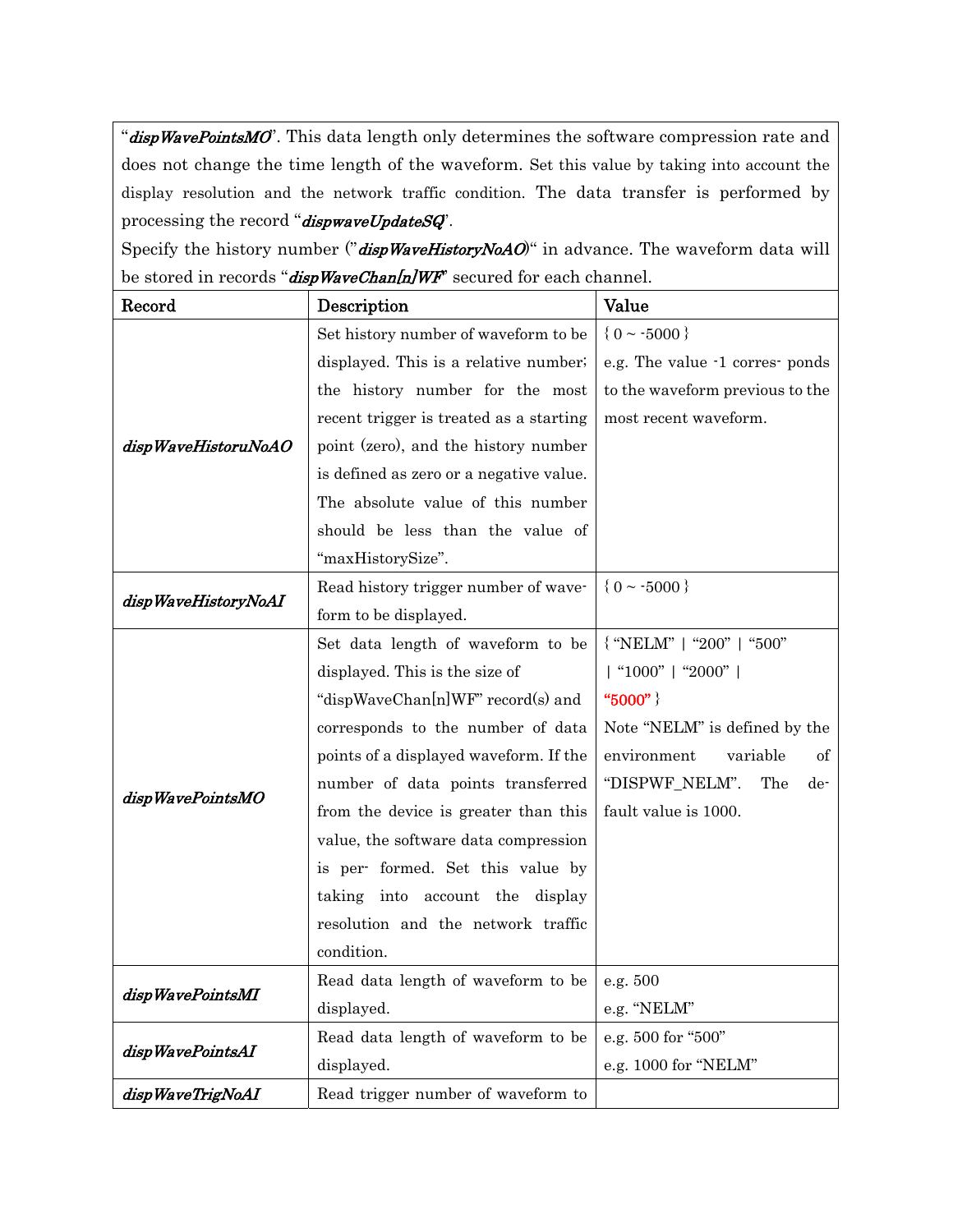| | | |
|---|---|---|
| "*dispWavePointsMO*". This data length only determines the software compression rate and does not change the time length of the waveform. Set this value by taking into account the display resolution and the network traffic condition. The data transfer is performed by processing the record "*dispwaveUpdateSQ*".<br>Specify the history number ("*dispWaveHistoryNoAO*)" in advance. The waveform data will be stored in records "*dispWaveChan[n]WF*" secured for each channel. | | |
| **Record** | **Description** | **Value** |
| ***dispWaveHistoruNoAO*** | Set history number of waveform to be displayed. This is a relative number; the history number for the most recent trigger is treated as a starting point (zero), and the history number is defined as zero or a negative value. The absolute value of this number should be less than the value of "maxHistorySize". | { 0 ~ -5000 }<br>e.g. The value -1 corres- ponds to the waveform previous to the most recent waveform. |
| ***dispWaveHistoryNoAI*** | Read history trigger number of wave- form to be displayed. | { 0 ~ -5000 } |
| ***dispWavePointsMO*** | Set data length of waveform to be displayed. This is the size of "dispWaveChan[n]WF" record(s) and corresponds to the number of data points of a displayed waveform. If the number of data points transferred from the device is greater than this value, the software data compression is per- formed. Set this value by taking into account the display resolution and the network traffic condition. | { "NELM" \| "200" \| "500" \| "1000" \| "2000" \| "5000" }<br>Note "NELM" is defined by the environment variable of "DISPWF_NELM". The de- fault value is 1000. |
| ***dispWavePointsMI*** | Read data length of waveform to be displayed. | e.g. 500<br>e.g. "NELM" |
| ***dispWavePointsAI*** | Read data length of waveform to be displayed. | e.g. 500 for "500"<br>e.g. 1000 for "NELM" |
| ***dispWaveTrigNoAI*** | Read trigger number of waveform to | |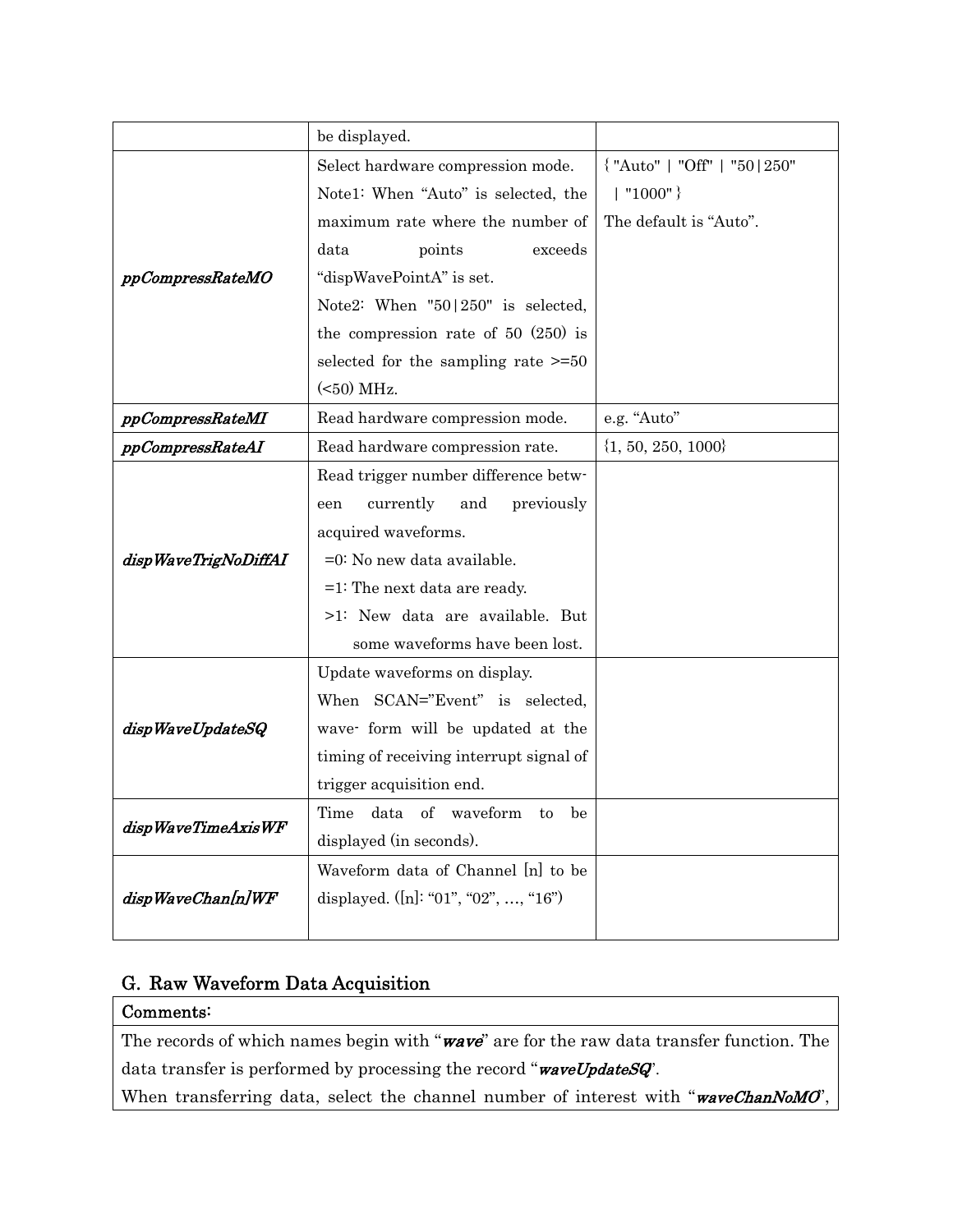| | | |
|---|---|---|
| | be displayed. | |
| *ppCompressRateMO* | Select hardware compression mode.<br>Note1: When "Auto" is selected, the maximum rate where the number of data points exceeds "dispWavePointA" is set.<br>Note2: When "50\|250" is selected, the compression rate of 50 (250) is selected for the sampling rate >=50 (<50) MHz. | { "Auto" \| "Off" \| "50\|250" \| "1000" }<br>The default is "Auto". |
| *ppCompressRateMI* | Read hardware compression mode. | e.g. "Auto" |
| *ppCompressRateAI* | Read hardware compression rate. | {1, 50, 250, 1000} |
| *dispWaveTrigNoDiffAI* | Read trigger number difference between currently and previously acquired waveforms.<br>=0: No new data available.<br>=1: The next data are ready.<br>>1: New data are available. But some waveforms have been lost. | |
| *dispWaveUpdateSQ* | Update waveforms on display.<br>When SCAN="Event" is selected, wave- form will be updated at the timing of receiving interrupt signal of trigger acquisition end. | |
| *dispWaveTimeAxisWF* | Time data of waveform to be displayed (in seconds). | |
| *dispWaveChan[n]WF* | Waveform data of Channel [n] to be displayed. ([n]: "01", "02", …, "16") | |

## G. Raw Waveform Data Acquisition

| Comments: |
|---|
| The records of which names begin with "***wave***" are for the raw data transfer function. The data transfer is performed by processing the record "***waveUpdateSQ***".<br>When transferring data, select the channel number of interest with "***waveChanNoMO***", |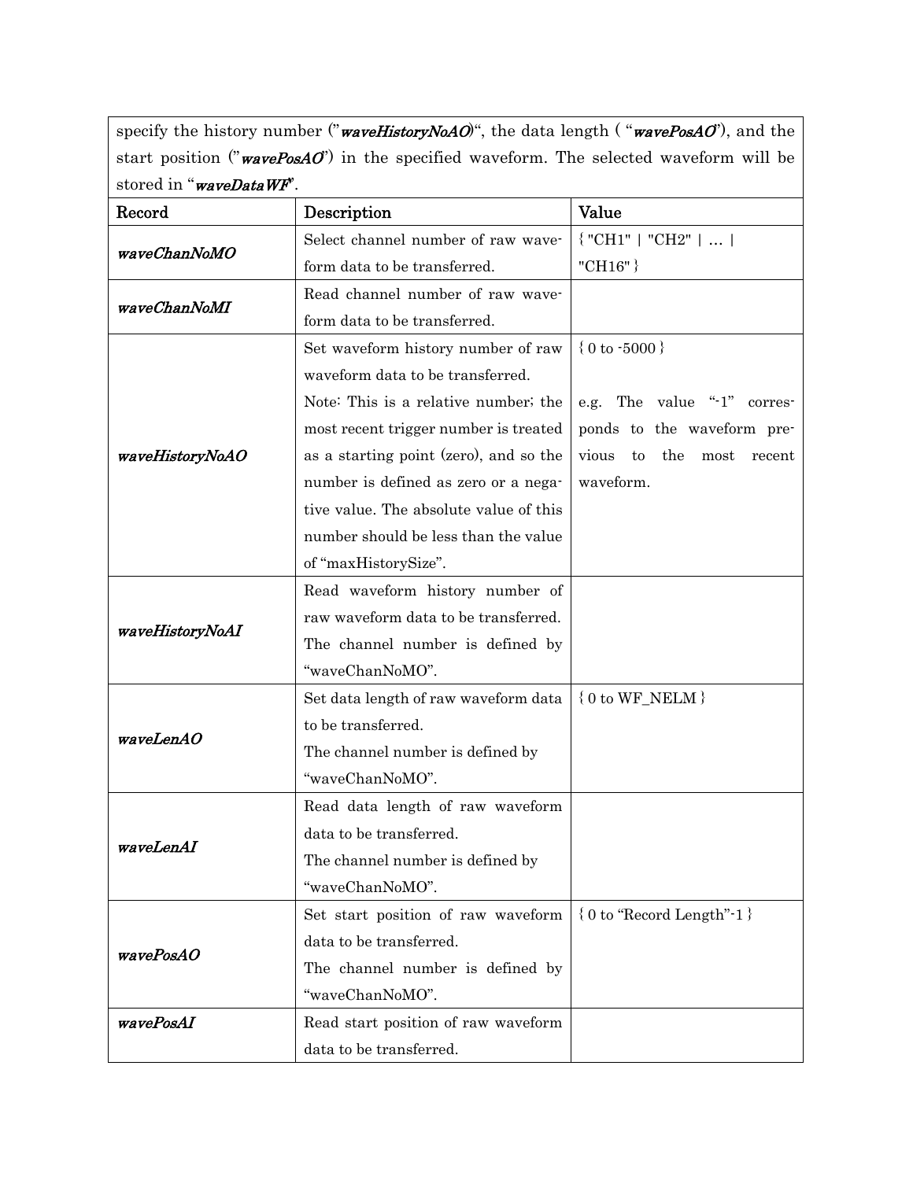| specify the history number ("*waveHistoryNoAO*)", the data length ( "*wavePosAO*"), and the start position ("*wavePosAO*") in the specified waveform. The selected waveform will be stored in "*waveDataWF*". | | |
|---|---|---|
| Record | Description | Value |
| *waveChanNoMO* | Select channel number of raw waveform data to be transferred. | { "CH1" \| "CH2" \| … \| "CH16" } |
| *waveChanNoMI* | Read channel number of raw waveform data to be transferred. | |
| *waveHistoryNoAO* | Set waveform history number of raw waveform data to be transferred.<br>Note: This is a relative number; the most recent trigger number is treated as a starting point (zero), and so the number is defined as zero or a negative value. The absolute value of this number should be less than the value of "maxHistorySize". | { 0 to -5000 }<br><br>e.g. The value "-1" corresponds to the waveform previous to the most recent waveform. |
| *waveHistoryNoAI* | Read waveform history number of raw waveform data to be transferred. The channel number is defined by "waveChanNoMO". | |
| *waveLenAO* | Set data length of raw waveform data to be transferred.<br>The channel number is defined by "waveChanNoMO". | { 0 to WF_NELM } |
| *waveLenAI* | Read data length of raw waveform data to be transferred.<br>The channel number is defined by "waveChanNoMO". | |
| *wavePosAO* | Set start position of raw waveform data to be transferred.<br>The channel number is defined by "waveChanNoMO". | { 0 to "Record Length"-1 } |
| *wavePosAI* | Read start position of raw waveform data to be transferred. | |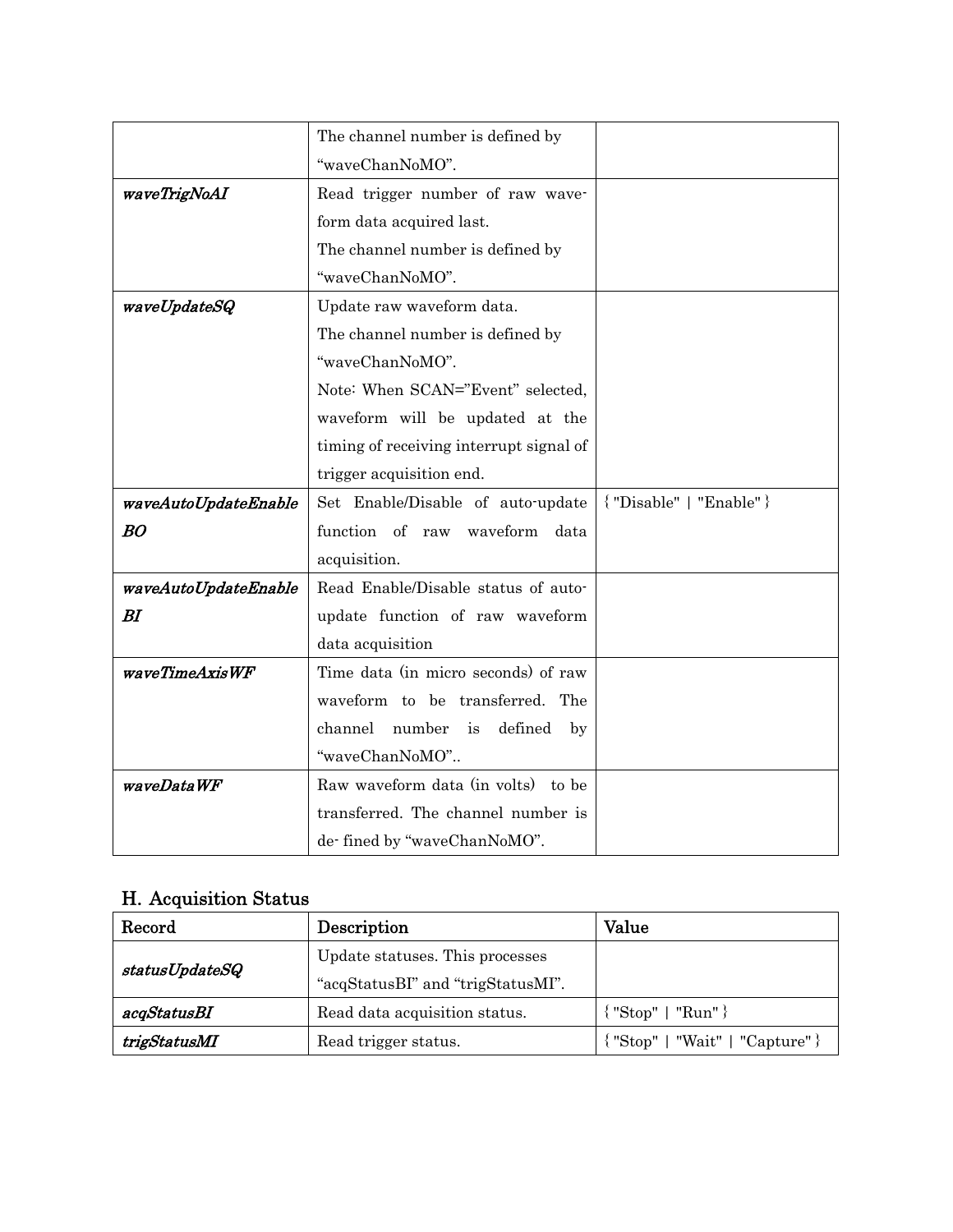| | | |
|---|---|---|
| | The channel number is defined by “waveChanNoMO”. | |
| *waveTrigNoAI* | Read trigger number of raw wave-form data acquired last. The channel number is defined by “waveChanNoMO”. | |
| *waveUpdateSQ* | Update raw waveform data. The channel number is defined by “waveChanNoMO”. Note: When SCAN=”Event” selected, waveform will be updated at the timing of receiving interrupt signal of trigger acquisition end. | |
| *waveAutoUpdateEnableBO* | Set Enable/Disable of auto-update function of raw waveform data acquisition. | {"Disable" \| "Enable"} |
| *waveAutoUpdateEnableBI* | Read Enable/Disable status of auto-update function of raw waveform data acquisition | |
| *waveTimeAxisWF* | Time data (in micro seconds) of raw waveform to be transferred. The channel number is defined by “waveChanNoMO”.. | |
| *waveDataWF* | Raw waveform data (in volts) to be transferred. The channel number is de- fined by “waveChanNoMO”. | |

## H. Acquisition Status

| Record | Description | Value |
|---|---|---|
| *statusUpdateSQ* | Update statuses. This processes “acqStatusBI” and “trigStatusMI”. | |
| *acqStatusBI* | Read data acquisition status. | {"Stop" \| "Run"} |
| *trigStatusMI* | Read trigger status. | {"Stop" \| "Wait" \| "Capture"} |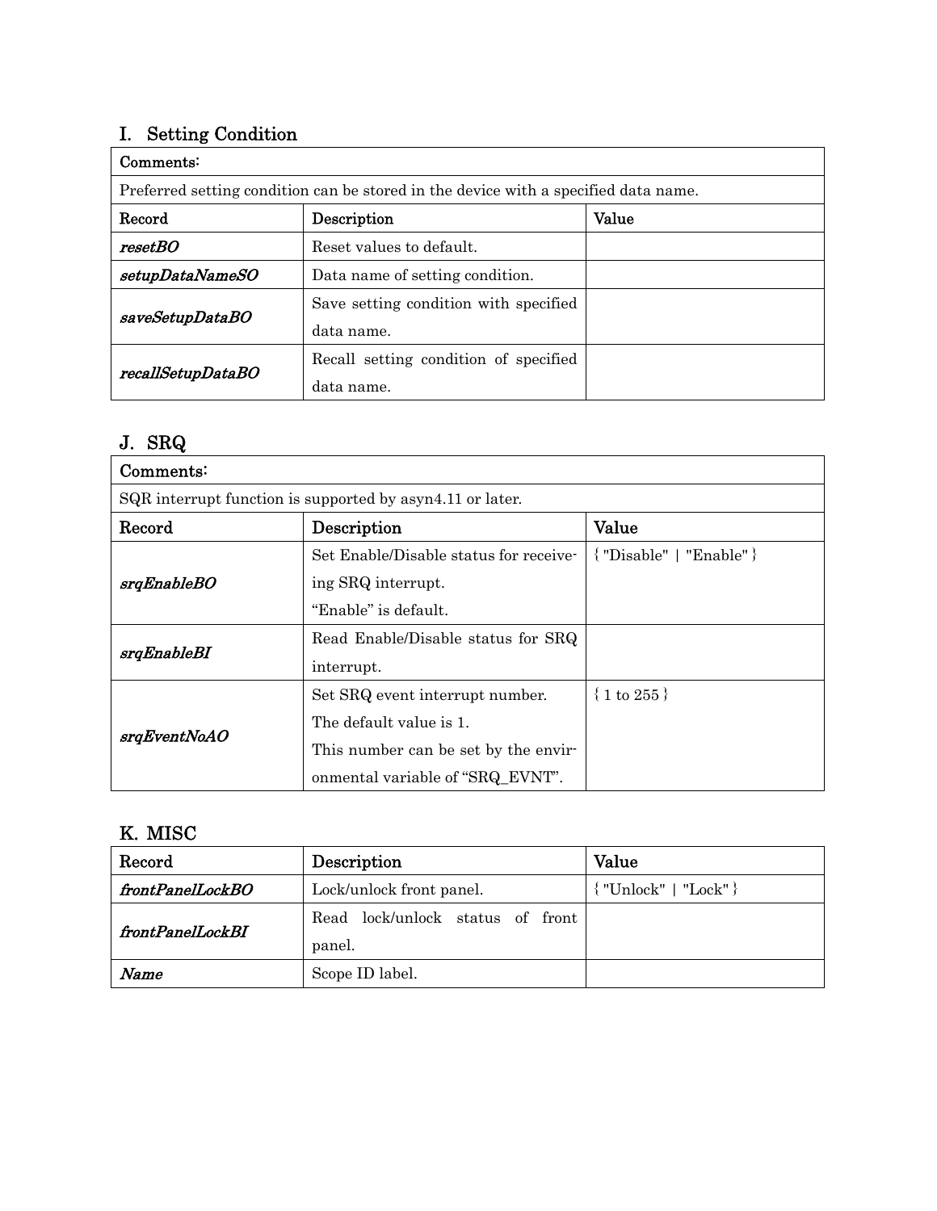## I. Setting Condition

| Comments: | | |
|---|---|---|
| Preferred setting condition can be stored in the device with a specified data name. | | |
| **Record** | **Description** | **Value** |
| ***resetBO*** | Reset values to default. | |
| ***setupDataNameSO*** | Data name of setting condition. | |
| ***saveSetupDataBO*** | Save setting condition with specified data name. | |
| ***recallSetupDataBO*** | Recall setting condition of specified data name. | |

## J. SRQ

| Comments: | | |
|---|---|---|
| SQR interrupt function is supported by asyn4.11 or later. | | |
| **Record** | **Description** | **Value** |
| ***srqEnableBO*** | Set Enable/Disable status for receiving SRQ interrupt.<br>“Enable” is default. | { "Disable" \| "Enable" } |
| ***srqEnableBI*** | Read Enable/Disable status for SRQ interrupt. | |
| ***srqEventNoAO*** | Set SRQ event interrupt number.<br>The default value is 1.<br>This number can be set by the environmental variable of “SRQ_EVNT”. | { 1 to 255 } |

## K. MISC

| Record | Description | Value |
|---|---|---|
| ***frontPanelLockBO*** | Lock/unlock front panel. | { "Unlock" \| "Lock" } |
| ***frontPanelLockBI*** | Read lock/unlock status of front panel. | |
| ***Name*** | Scope ID label. | |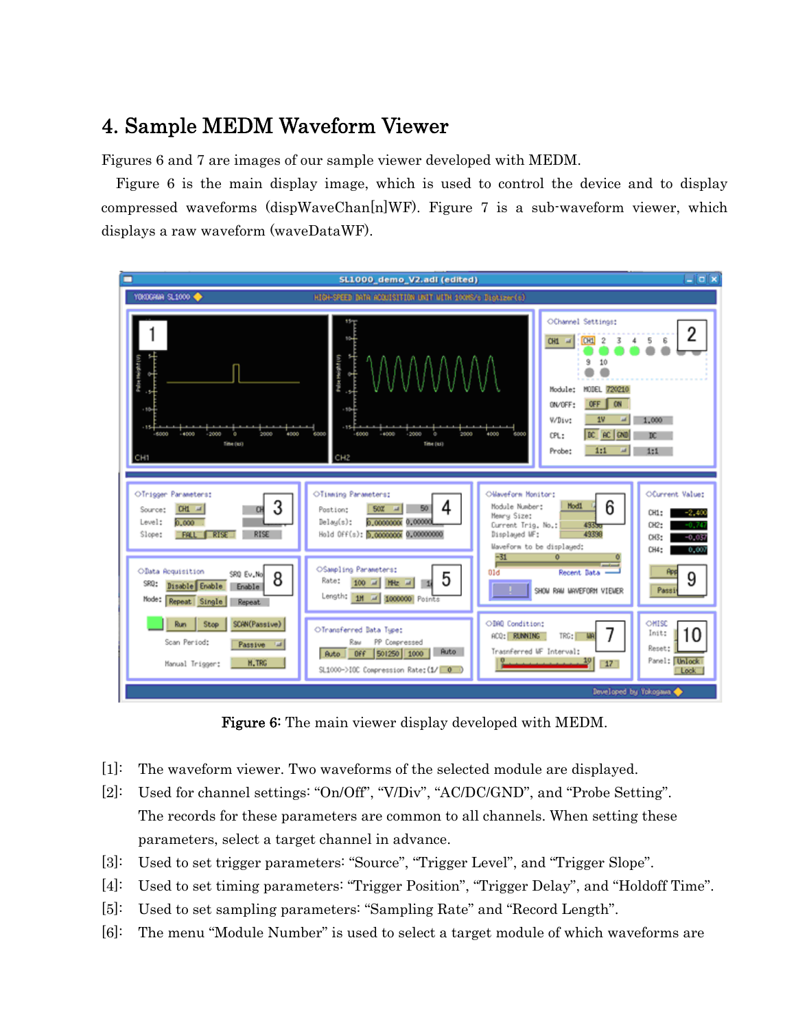## 4. Sample MEDM Waveform Viewer

Figures 6 and 7 are images of our sample viewer developed with MEDM.

Figure 6 is the main display image, which is used to control the device and to display compressed waveforms (dispWaveChan[n]WF). Figure 7 is a sub-waveform viewer, which displays a raw waveform (waveDataWF).

**Figure 6:** The main viewer display developed with MEDM.

[1]: The waveform viewer. Two waveforms of the selected module are displayed.

[2]: Used for channel settings: "On/Off", "V/Div", "AC/DC/GND", and "Probe Setting". The records for these parameters are common to all channels. When setting these parameters, select a target channel in advance.

[3]: Used to set trigger parameters: "Source", "Trigger Level", and "Trigger Slope".

[4]: Used to set timing parameters: "Trigger Position", "Trigger Delay", and "Holdoff Time".

[5]: Used to set sampling parameters: "Sampling Rate" and "Record Length".

[6]: The menu "Module Number" is used to select a target module of which waveforms are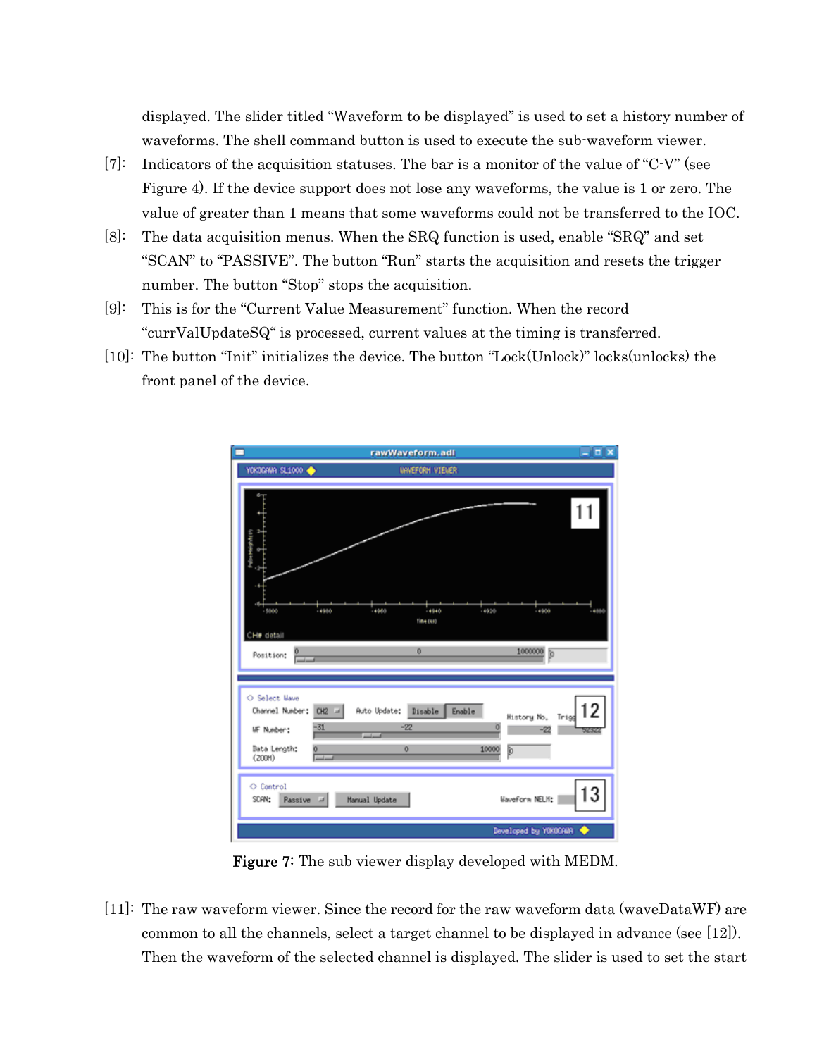displayed. The slider titled "Waveform to be displayed" is used to set a history number of waveforms. The shell command button is used to execute the sub-waveform viewer.

[7]: Indicators of the acquisition statuses. The bar is a monitor of the value of "C-V" (see Figure 4). If the device support does not lose any waveforms, the value is 1 or zero. The value of greater than 1 means that some waveforms could not be transferred to the IOC.

[8]: The data acquisition menus. When the SRQ function is used, enable "SRQ" and set "SCAN" to "PASSIVE". The button "Run" starts the acquisition and resets the trigger number. The button "Stop" stops the acquisition.

[9]: This is for the "Current Value Measurement" function. When the record "currValUpdateSQ" is processed, current values at the timing is transferred.

[10]: The button "Init" initializes the device. The button "Lock(Unlock)" locks(unlocks) the front panel of the device.

**Figure 7:** The sub viewer display developed with MEDM.

[11]: The raw waveform viewer. Since the record for the raw waveform data (waveDataWF) are common to all the channels, select a target channel to be displayed in advance (see [12]). Then the waveform of the selected channel is displayed. The slider is used to set the start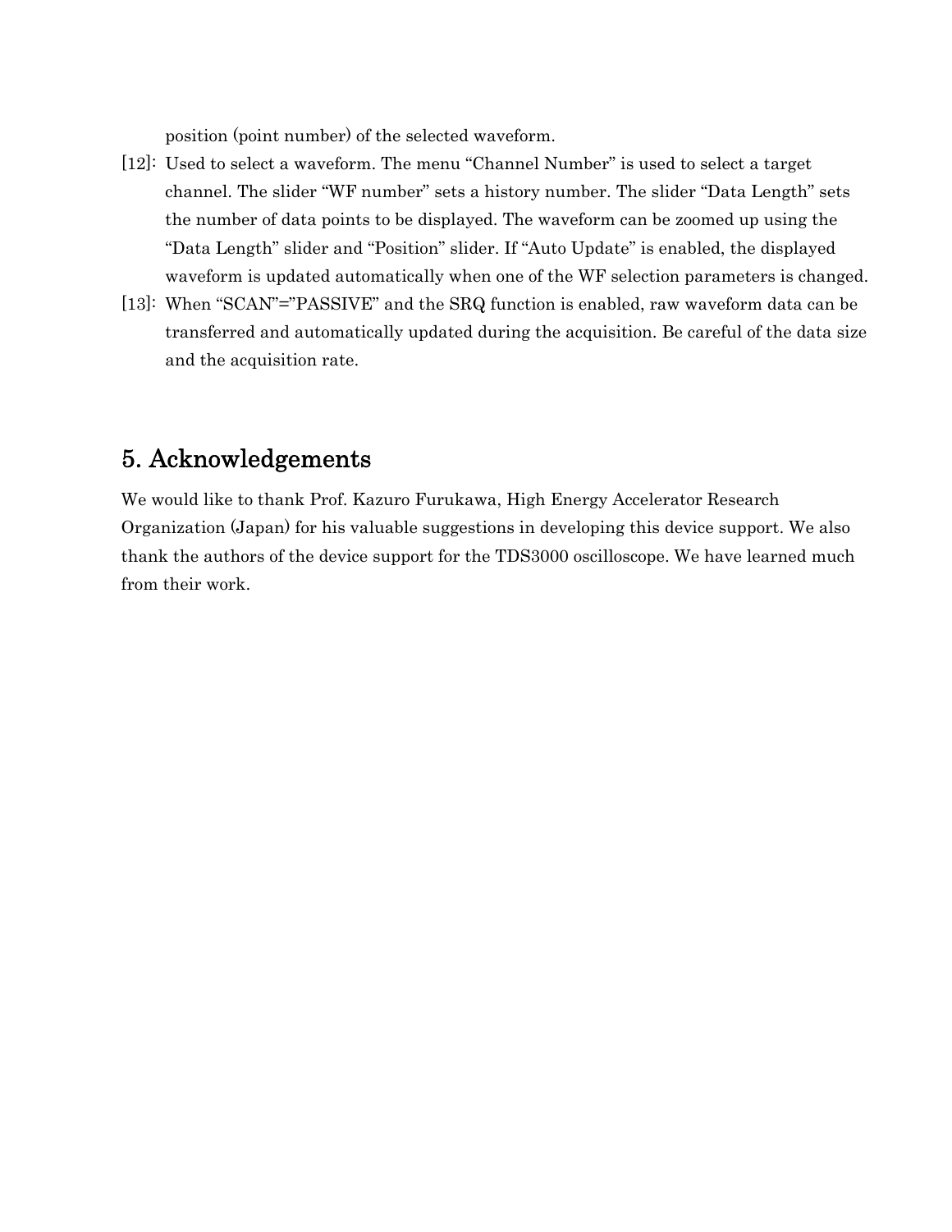position (point number) of the selected waveform.

[12]: Used to select a waveform. The menu “Channel Number” is used to select a target channel. The slider “WF number” sets a history number. The slider “Data Length” sets the number of data points to be displayed. The waveform can be zoomed up using the “Data Length” slider and “Position” slider. If “Auto Update” is enabled, the displayed waveform is updated automatically when one of the WF selection parameters is changed.

[13]: When “SCAN”=”PASSIVE” and the SRQ function is enabled, raw waveform data can be transferred and automatically updated during the acquisition. Be careful of the data size and the acquisition rate.

## 5. Acknowledgements

We would like to thank Prof. Kazuro Furukawa, High Energy Accelerator Research Organization (Japan) for his valuable suggestions in developing this device support. We also thank the authors of the device support for the TDS3000 oscilloscope. We have learned much from their work.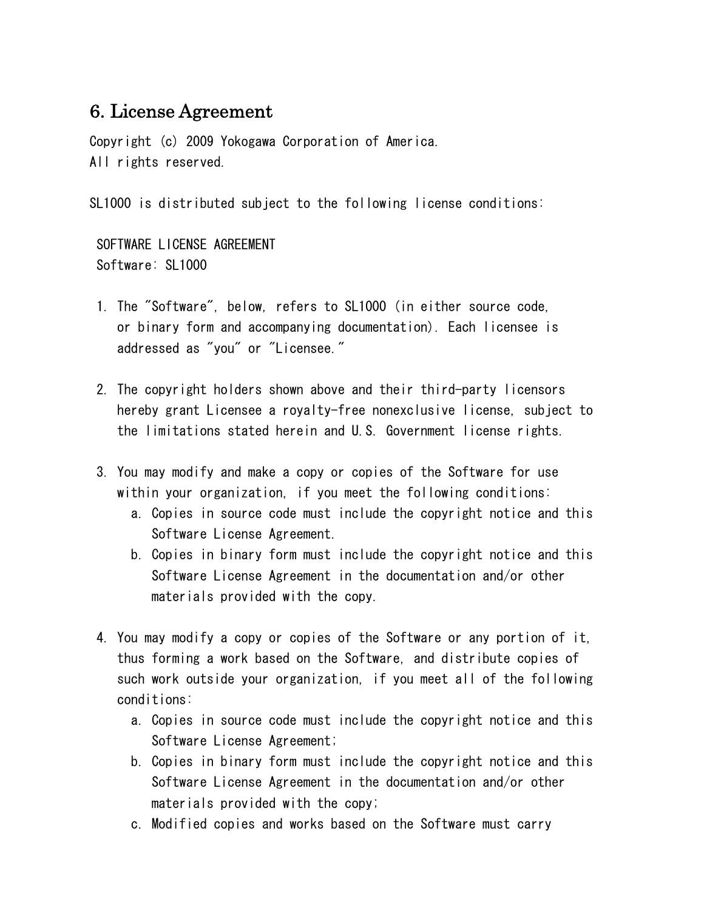## 6. License Agreement

Copyright (c) 2009 Yokogawa Corporation of America.
All rights reserved.

SL1000 is distributed subject to the following license conditions:

SOFTWARE LICENSE AGREEMENT
Software: SL1000

1. The "Software", below, refers to SL1000 (in either source code, or binary form and accompanying documentation). Each licensee is addressed as "you" or "Licensee."

2. The copyright holders shown above and their third-party licensors hereby grant Licensee a royalty-free nonexclusive license, subject to the limitations stated herein and U.S. Government license rights.

3. You may modify and make a copy or copies of the Software for use within your organization, if you meet the following conditions:
   a. Copies in source code must include the copyright notice and this Software License Agreement.
   b. Copies in binary form must include the copyright notice and this Software License Agreement in the documentation and/or other materials provided with the copy.

4. You may modify a copy or copies of the Software or any portion of it, thus forming a work based on the Software, and distribute copies of such work outside your organization, if you meet all of the following conditions:
   a. Copies in source code must include the copyright notice and this Software License Agreement;
   b. Copies in binary form must include the copyright notice and this Software License Agreement in the documentation and/or other materials provided with the copy;
   c. Modified copies and works based on the Software must carry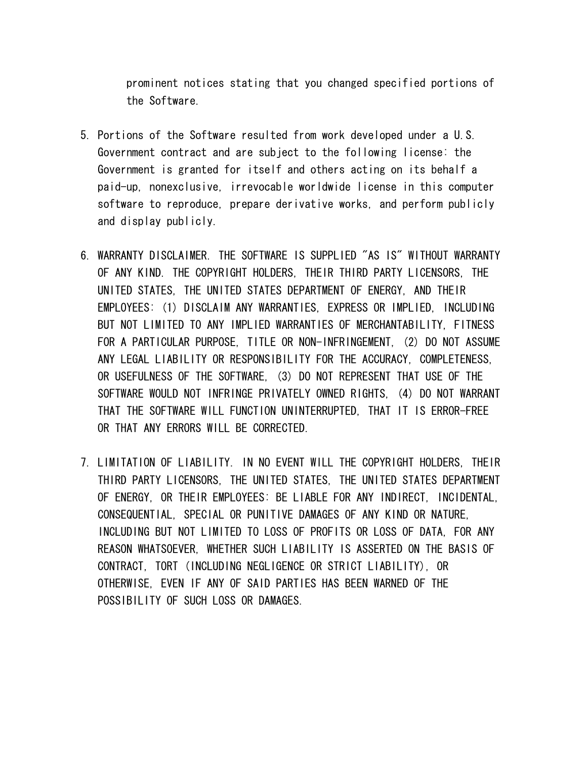prominent notices stating that you changed specified portions of the Software.

5. Portions of the Software resulted from work developed under a U.S. Government contract and are subject to the following license: the Government is granted for itself and others acting on its behalf a paid-up, nonexclusive, irrevocable worldwide license in this computer software to reproduce, prepare derivative works, and perform publicly and display publicly.

6. WARRANTY DISCLAIMER. THE SOFTWARE IS SUPPLIED "AS IS" WITHOUT WARRANTY OF ANY KIND. THE COPYRIGHT HOLDERS, THEIR THIRD PARTY LICENSORS, THE UNITED STATES, THE UNITED STATES DEPARTMENT OF ENERGY, AND THEIR EMPLOYEES: (1) DISCLAIM ANY WARRANTIES, EXPRESS OR IMPLIED, INCLUDING BUT NOT LIMITED TO ANY IMPLIED WARRANTIES OF MERCHANTABILITY, FITNESS FOR A PARTICULAR PURPOSE, TITLE OR NON-INFRINGEMENT, (2) DO NOT ASSUME ANY LEGAL LIABILITY OR RESPONSIBILITY FOR THE ACCURACY, COMPLETENESS, OR USEFULNESS OF THE SOFTWARE, (3) DO NOT REPRESENT THAT USE OF THE SOFTWARE WOULD NOT INFRINGE PRIVATELY OWNED RIGHTS, (4) DO NOT WARRANT THAT THE SOFTWARE WILL FUNCTION UNINTERRUPTED, THAT IT IS ERROR-FREE OR THAT ANY ERRORS WILL BE CORRECTED.

7. LIMITATION OF LIABILITY. IN NO EVENT WILL THE COPYRIGHT HOLDERS, THEIR THIRD PARTY LICENSORS, THE UNITED STATES, THE UNITED STATES DEPARTMENT OF ENERGY, OR THEIR EMPLOYEES: BE LIABLE FOR ANY INDIRECT, INCIDENTAL, CONSEQUENTIAL, SPECIAL OR PUNITIVE DAMAGES OF ANY KIND OR NATURE, INCLUDING BUT NOT LIMITED TO LOSS OF PROFITS OR LOSS OF DATA, FOR ANY REASON WHATSOEVER, WHETHER SUCH LIABILITY IS ASSERTED ON THE BASIS OF CONTRACT, TORT (INCLUDING NEGLIGENCE OR STRICT LIABILITY), OR OTHERWISE, EVEN IF ANY OF SAID PARTIES HAS BEEN WARNED OF THE POSSIBILITY OF SUCH LOSS OR DAMAGES.